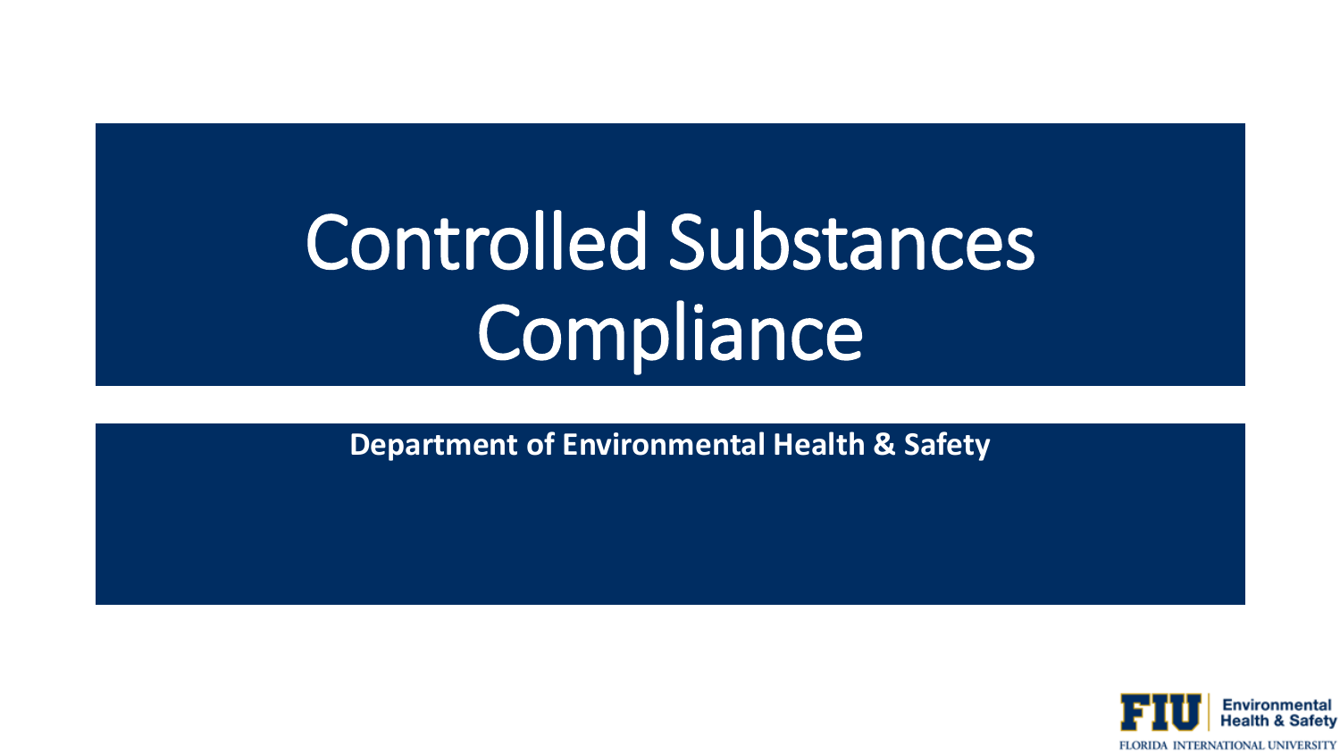# Controlled Substances Compliance

**Department of Environmental Health & Safety**

FIU Environmental Health & Safety
FLORIDA INTERNATIONAL UNIVERSITY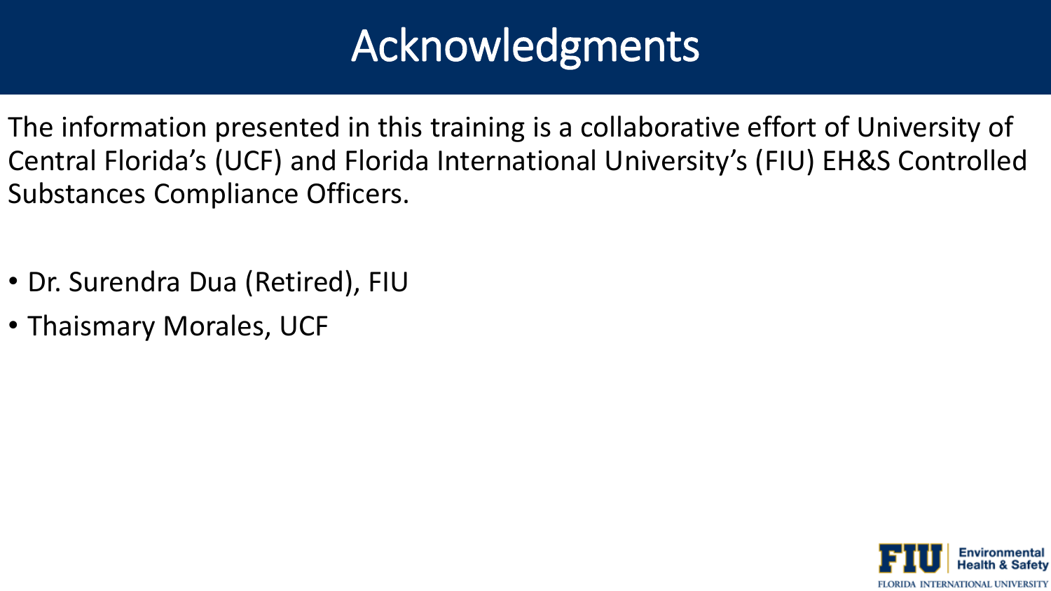# Acknowledgments

The information presented in this training is a collaborative effort of University of Central Florida's (UCF) and Florida International University's (FIU) EH&S Controlled Substances Compliance Officers.

- Dr. Surendra Dua (Retired), FIU
- Thaismary Morales, UCF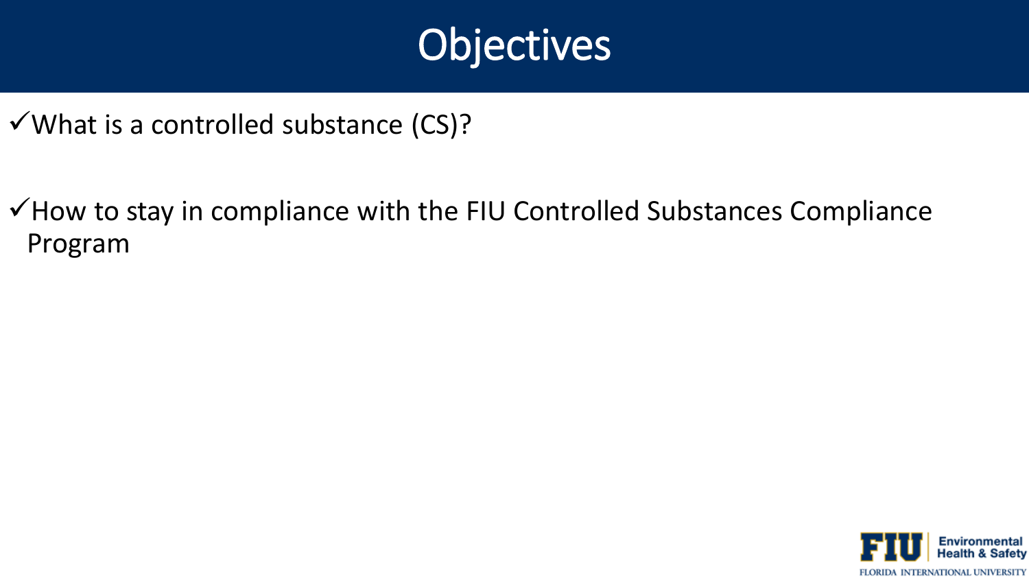# Objectives

- ✓What is a controlled substance (CS)?
- ✓How to stay in compliance with the FIU Controlled Substances Compliance Program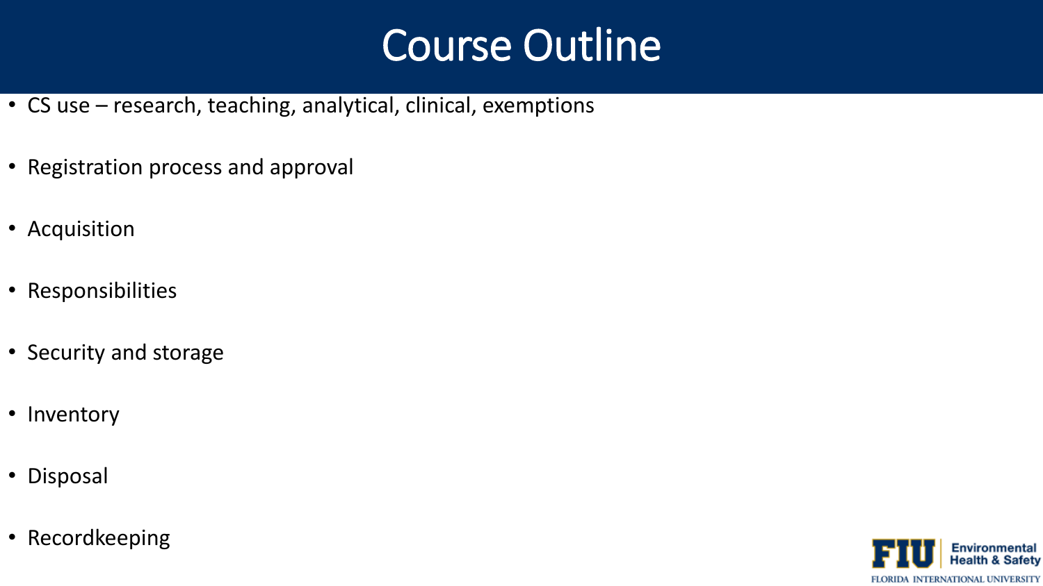# Course Outline

- CS use – research, teaching, analytical, clinical, exemptions
- Registration process and approval
- Acquisition
- Responsibilities
- Security and storage
- Inventory
- Disposal
- Recordkeeping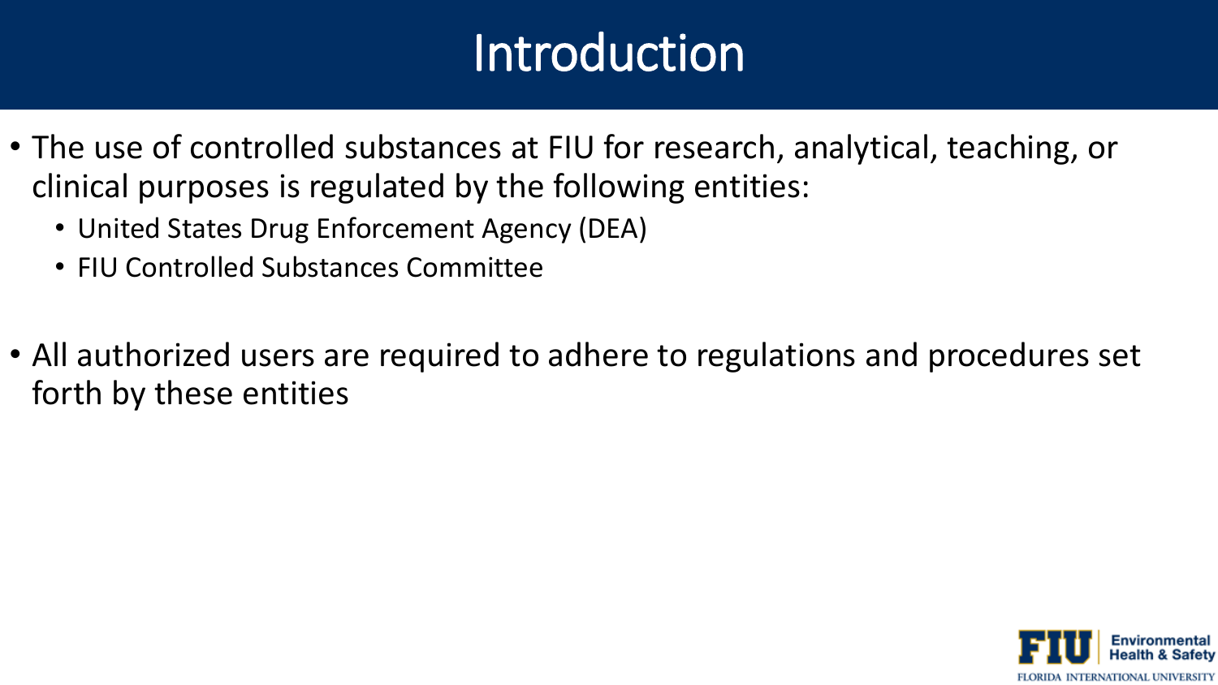# Introduction

- The use of controlled substances at FIU for research, analytical, teaching, or clinical purposes is regulated by the following entities:
  - United States Drug Enforcement Agency (DEA)
  - FIU Controlled Substances Committee
- All authorized users are required to adhere to regulations and procedures set forth by these entities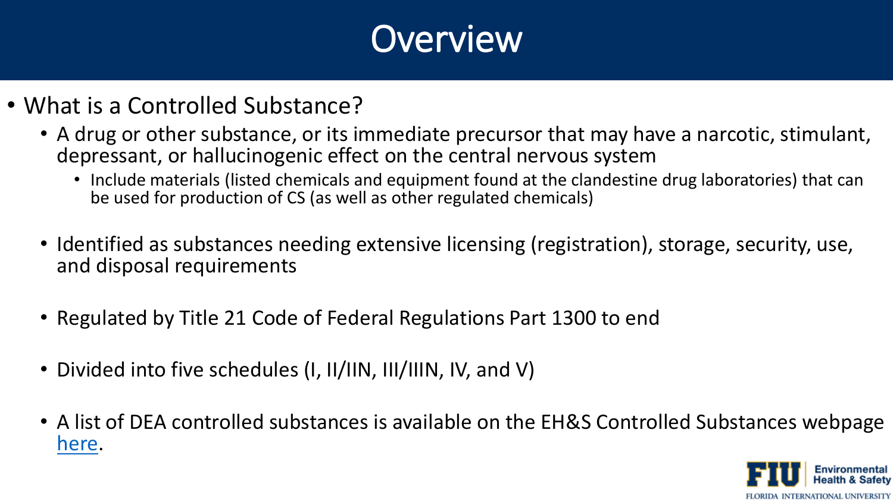# Overview

- What is a Controlled Substance?
  - A drug or other substance, or its immediate precursor that may have a narcotic, stimulant, depressant, or hallucinogenic effect on the central nervous system
    - Include materials (listed chemicals and equipment found at the clandestine drug laboratories) that can be used for production of CS (as well as other regulated chemicals)
  - Identified as substances needing extensive licensing (registration), storage, security, use, and disposal requirements
  - Regulated by Title 21 Code of Federal Regulations Part 1300 to end
  - Divided into five schedules (I, II/IIN, III/IIIN, IV, and V)
  - A list of DEA controlled substances is available on the EH&S Controlled Substances webpage here.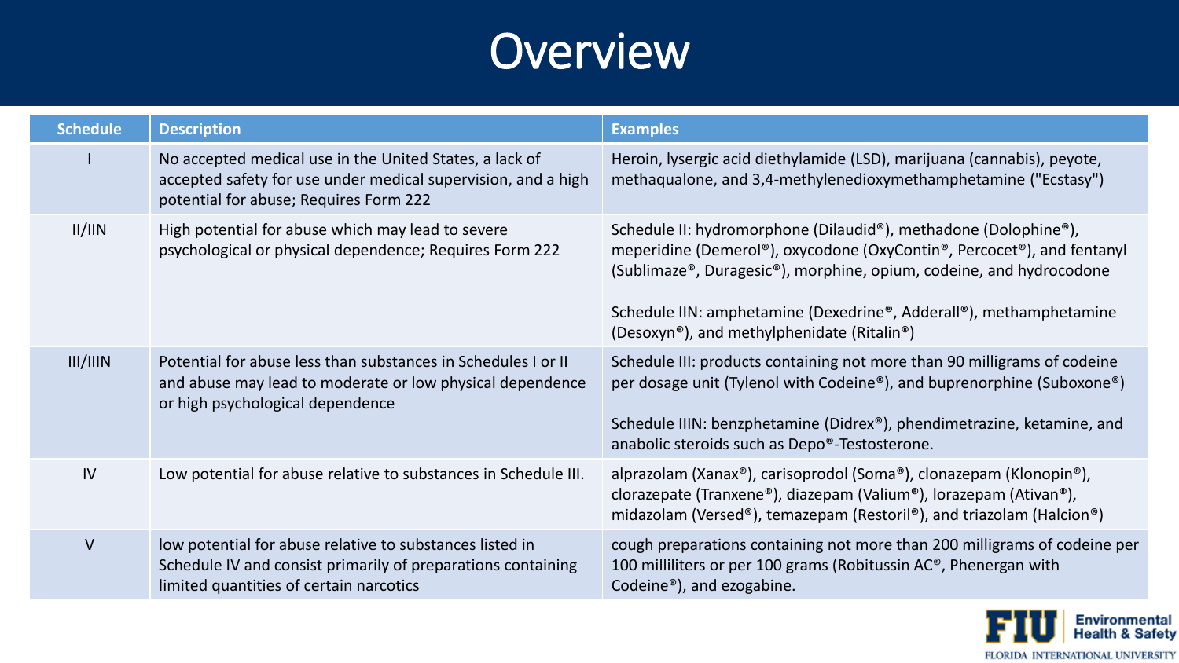# Overview

| Schedule | Description | Examples |
| --- | --- | --- |
| I | No accepted medical use in the United States, a lack of accepted safety for use under medical supervision, and a high potential for abuse; Requires Form 222 | Heroin, lysergic acid diethylamide (LSD), marijuana (cannabis), peyote, methaqualone, and 3,4-methylenedioxymethamphetamine ("Ecstasy") |
| II/IIN | High potential for abuse which may lead to severe psychological or physical dependence; Requires Form 222 | Schedule II: hydromorphone (Dilaudid®), methadone (Dolophine®), meperidine (Demerol®), oxycodone (OxyContin®, Percocet®), and fentanyl (Sublimaze®, Duragesic®), morphine, opium, codeine, and hydrocodone<br><br>Schedule IIN: amphetamine (Dexedrine®, Adderall®), methamphetamine (Desoxyn®), and methylphenidate (Ritalin®) |
| III/IIIN | Potential for abuse less than substances in Schedules I or II and abuse may lead to moderate or low physical dependence or high psychological dependence | Schedule III: products containing not more than 90 milligrams of codeine per dosage unit (Tylenol with Codeine®), and buprenorphine (Suboxone®)<br><br>Schedule IIIN: benzphetamine (Didrex®), phendimetrazine, ketamine, and anabolic steroids such as Depo®-Testosterone. |
| IV | Low potential for abuse relative to substances in Schedule III. | alprazolam (Xanax®), carisoprodol (Soma®), clonazepam (Klonopin®), clorazepate (Tranxene®), diazepam (Valium®), lorazepam (Ativan®), midazolam (Versed®), temazepam (Restoril®), and triazolam (Halcion®) |
| V | low potential for abuse relative to substances listed in Schedule IV and consist primarily of preparations containing limited quantities of certain narcotics | cough preparations containing not more than 200 milligrams of codeine per 100 milliliters or per 100 grams (Robitussin AC®, Phenergan with Codeine®), and ezogabine. |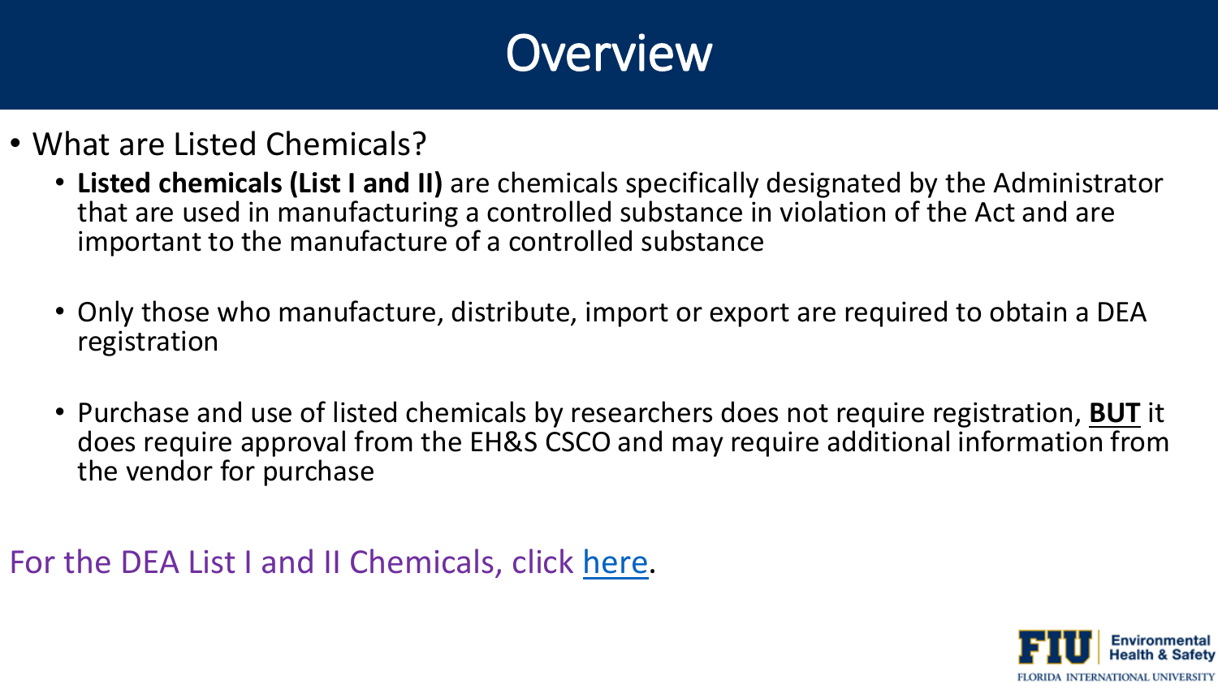# Overview

- What are Listed Chemicals?
  - **Listed chemicals (List I and II)** are chemicals specifically designated by the Administrator that are used in manufacturing a controlled substance in violation of the Act and are important to the manufacture of a controlled substance
  - Only those who manufacture, distribute, import or export are required to obtain a DEA registration
  - Purchase and use of listed chemicals by researchers does not require registration, **BUT** it does require approval from the EH&S CSCO and may require additional information from the vendor for purchase

For the DEA List I and II Chemicals, click here.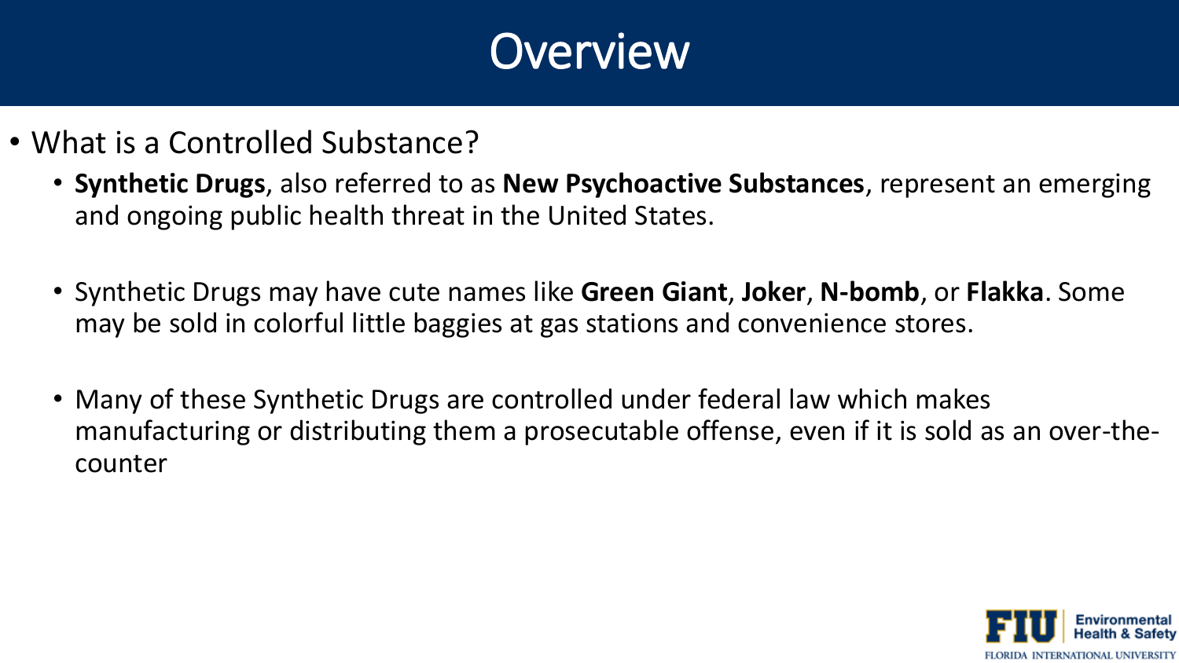# Overview

- What is a Controlled Substance?
  - **Synthetic Drugs**, also referred to as **New Psychoactive Substances**, represent an emerging and ongoing public health threat in the United States.
  - Synthetic Drugs may have cute names like **Green Giant**, **Joker**, **N-bomb**, or **Flakka**. Some may be sold in colorful little baggies at gas stations and convenience stores.
  - Many of these Synthetic Drugs are controlled under federal law which makes manufacturing or distributing them a prosecutable offense, even if it is sold as an over-the-counter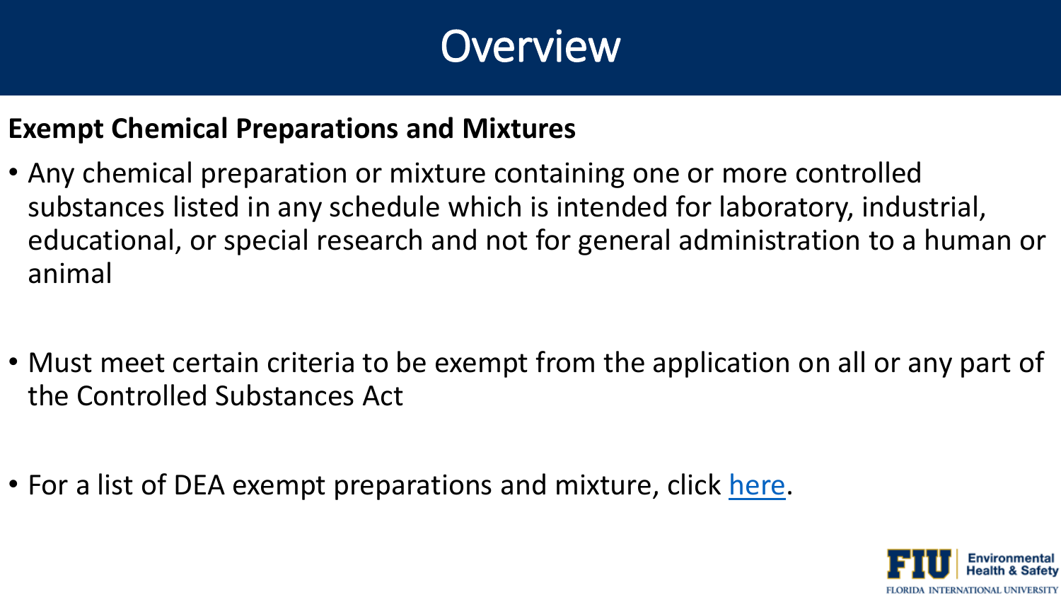# Overview

**Exempt Chemical Preparations and Mixtures**

- Any chemical preparation or mixture containing one or more controlled substances listed in any schedule which is intended for laboratory, industrial, educational, or special research and not for general administration to a human or animal
- Must meet certain criteria to be exempt from the application on all or any part of the Controlled Substances Act
- For a list of DEA exempt preparations and mixture, click here.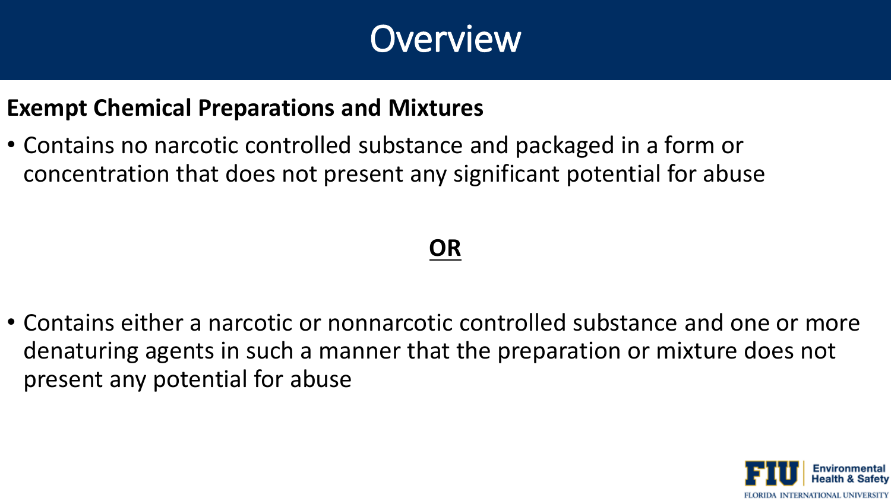# Overview

**Exempt Chemical Preparations and Mixtures**

- Contains no narcotic controlled substance and packaged in a form or concentration that does not present any significant potential for abuse

**OR**

- Contains either a narcotic or nonnarcotic controlled substance and one or more denaturing agents in such a manner that the preparation or mixture does not present any potential for abuse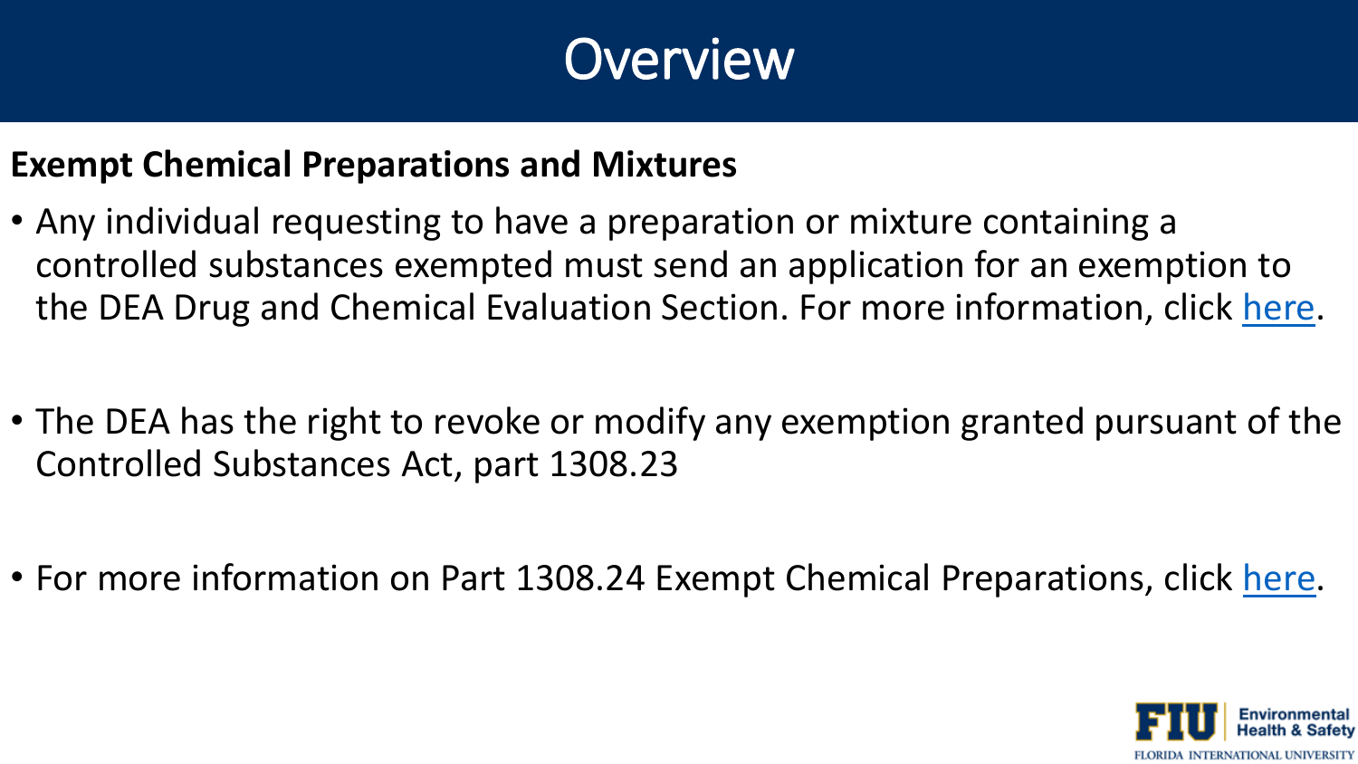# Overview

**Exempt Chemical Preparations and Mixtures**

- Any individual requesting to have a preparation or mixture containing a controlled substances exempted must send an application for an exemption to the DEA Drug and Chemical Evaluation Section. For more information, click here.

- The DEA has the right to revoke or modify any exemption granted pursuant of the Controlled Substances Act, part 1308.23

- For more information on Part 1308.24 Exempt Chemical Preparations, click here.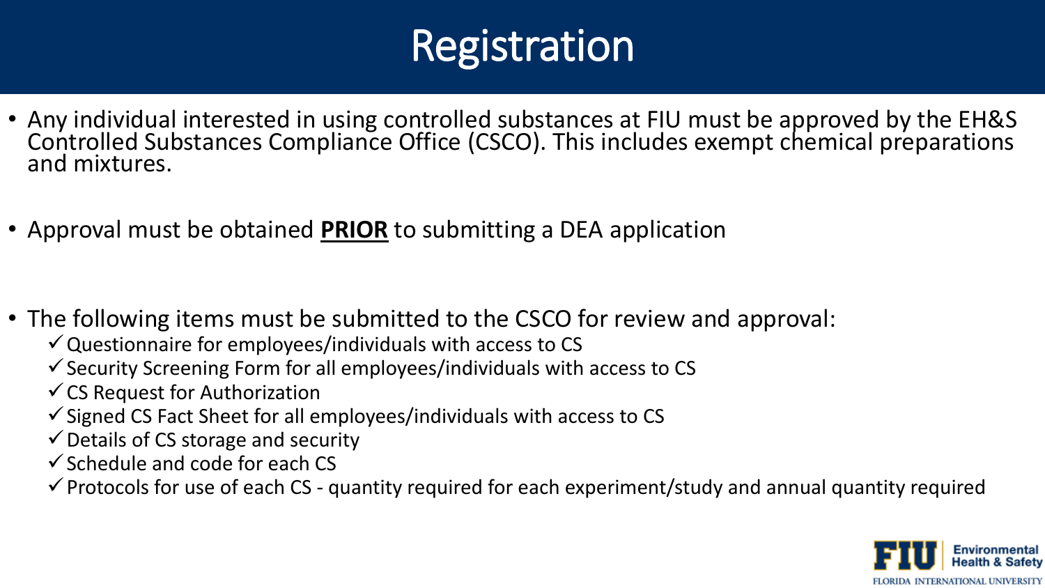# Registration

- Any individual interested in using controlled substances at FIU must be approved by the EH&S Controlled Substances Compliance Office (CSCO). This includes exempt chemical preparations and mixtures.

- Approval must be obtained **PRIOR** to submitting a DEA application

- The following items must be submitted to the CSCO for review and approval:
  - ✓ Questionnaire for employees/individuals with access to CS
  - ✓ Security Screening Form for all employees/individuals with access to CS
  - ✓ CS Request for Authorization
  - ✓ Signed CS Fact Sheet for all employees/individuals with access to CS
  - ✓ Details of CS storage and security
  - ✓ Schedule and code for each CS
  - ✓ Protocols for use of each CS - quantity required for each experiment/study and annual quantity required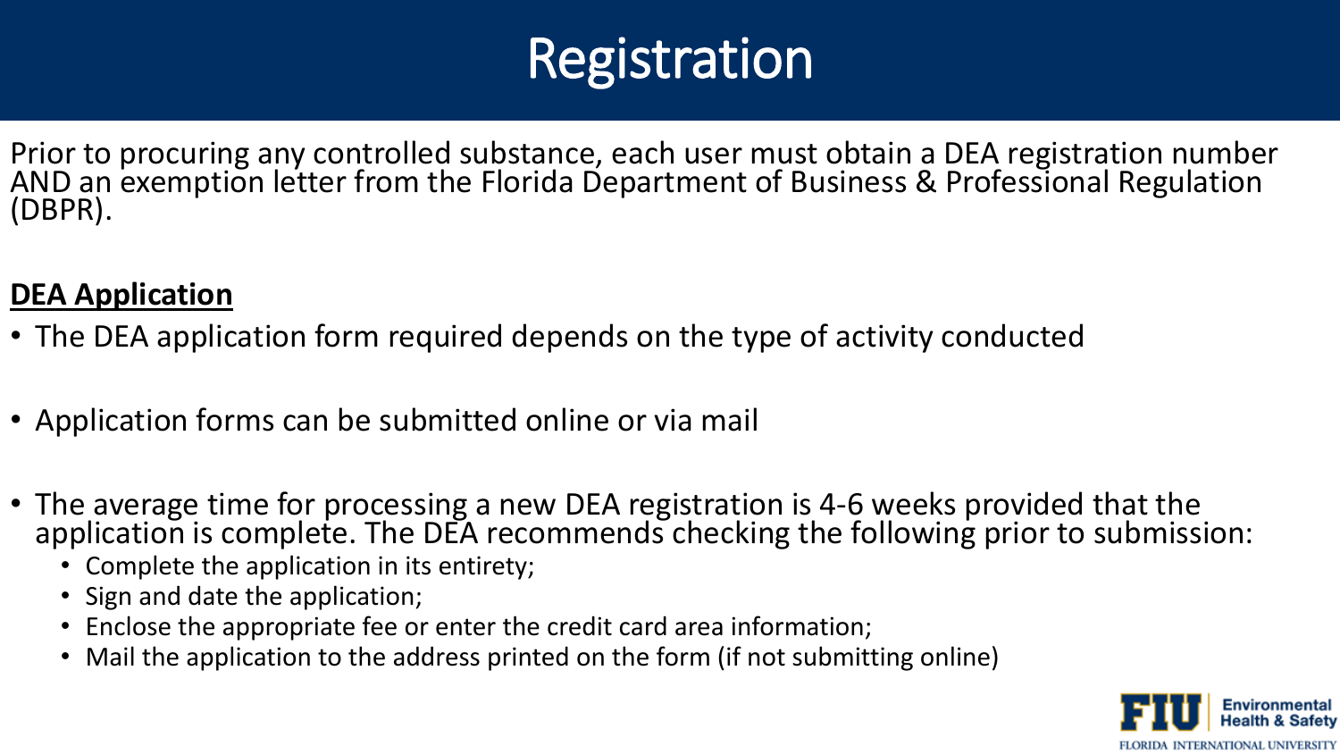# Registration

Prior to procuring any controlled substance, each user must obtain a DEA registration number AND an exemption letter from the Florida Department of Business & Professional Regulation (DBPR).

**DEA Application**

- The DEA application form required depends on the type of activity conducted
- Application forms can be submitted online or via mail
- The average time for processing a new DEA registration is 4-6 weeks provided that the application is complete. The DEA recommends checking the following prior to submission:
  - Complete the application in its entirety;
  - Sign and date the application;
  - Enclose the appropriate fee or enter the credit card area information;
  - Mail the application to the address printed on the form (if not submitting online)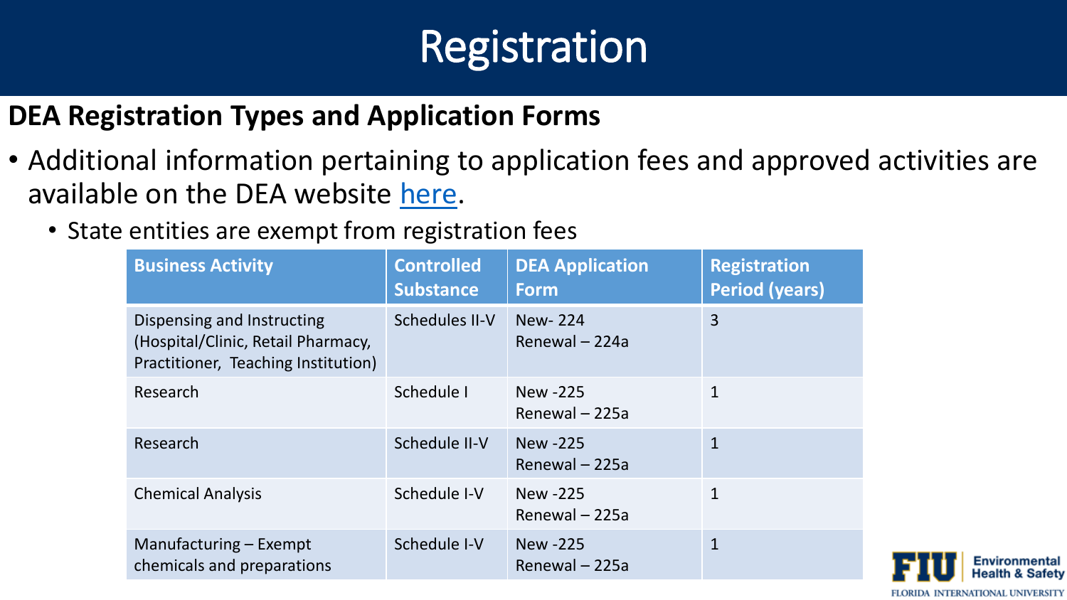# Registration

## DEA Registration Types and Application Forms

- Additional information pertaining to application fees and approved activities are available on the DEA website [here](#).
  - State entities are exempt from registration fees

| Business Activity | Controlled Substance | DEA Application Form | Registration Period (years) |
|---|---|---|---|
| Dispensing and Instructing (Hospital/Clinic, Retail Pharmacy, Practitioner, Teaching Institution) | Schedules II-V | New- 224<br>Renewal – 224a | 3 |
| Research | Schedule I | New -225<br>Renewal – 225a | 1 |
| Research | Schedule II-V | New -225<br>Renewal – 225a | 1 |
| Chemical Analysis | Schedule I-V | New -225<br>Renewal – 225a | 1 |
| Manufacturing – Exempt chemicals and preparations | Schedule I-V | New -225<br>Renewal – 225a | 1 |

FIU Environmental Health & Safety
FLORIDA INTERNATIONAL UNIVERSITY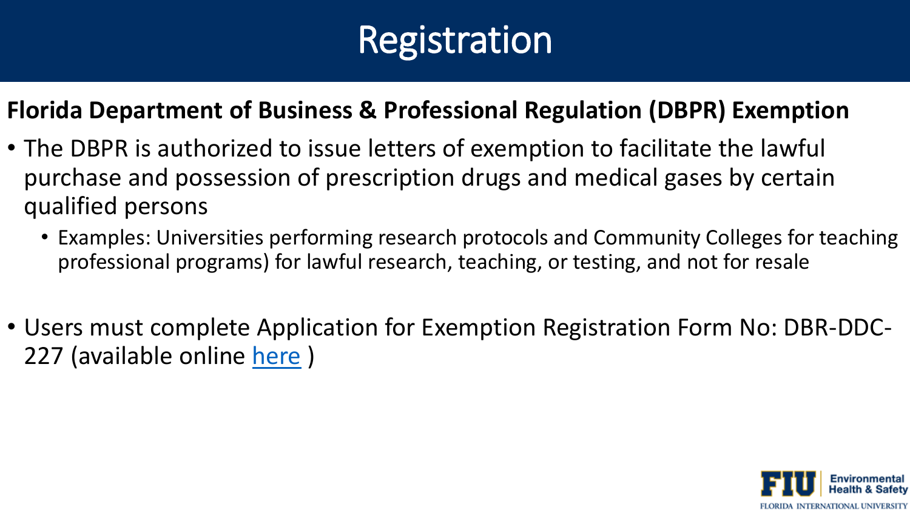# Registration

**Florida Department of Business & Professional Regulation (DBPR) Exemption**

- The DBPR is authorized to issue letters of exemption to facilitate the lawful purchase and possession of prescription drugs and medical gases by certain qualified persons
  - Examples: Universities performing research protocols and Community Colleges for teaching professional programs) for lawful research, teaching, or testing, and not for resale

- Users must complete Application for Exemption Registration Form No: DBR-DDC-227 (available online here )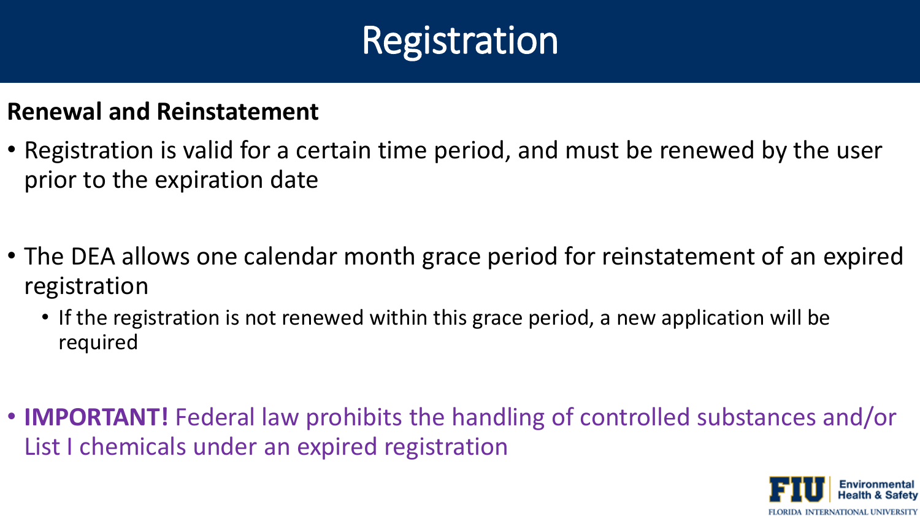# Registration

**Renewal and Reinstatement**

- Registration is valid for a certain time period, and must be renewed by the user prior to the expiration date
- The DEA allows one calendar month grace period for reinstatement of an expired registration
  - If the registration is not renewed within this grace period, a new application will be required
- **IMPORTANT!** Federal law prohibits the handling of controlled substances and/or List I chemicals under an expired registration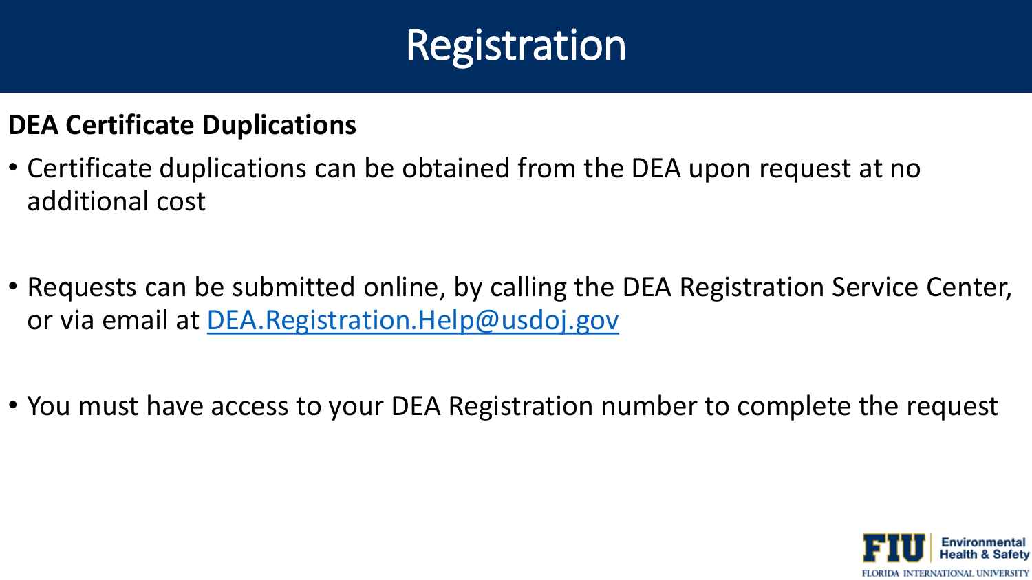# Registration

**DEA Certificate Duplications**

- Certificate duplications can be obtained from the DEA upon request at no additional cost
- Requests can be submitted online, by calling the DEA Registration Service Center, or via email at DEA.Registration.Help@usdoj.gov
- You must have access to your DEA Registration number to complete the request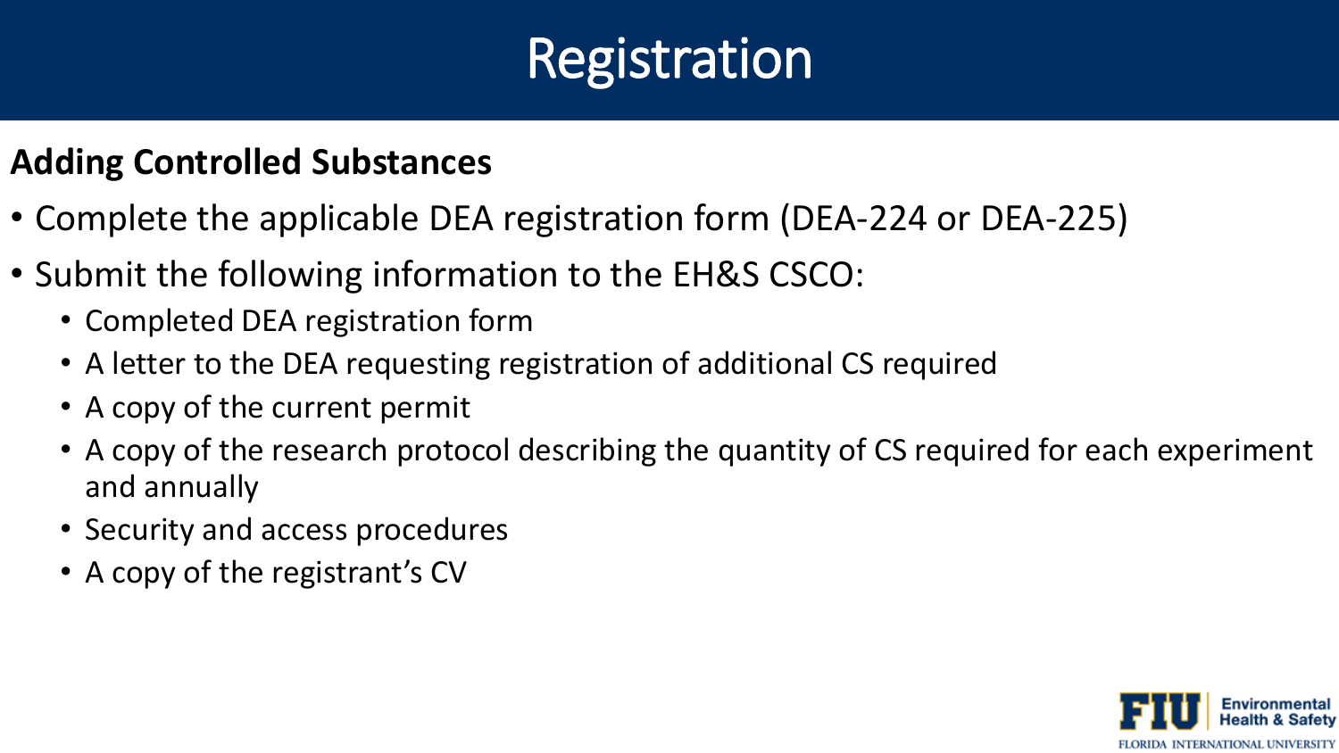# Registration

**Adding Controlled Substances**

- Complete the applicable DEA registration form (DEA-224 or DEA-225)
- Submit the following information to the EH&S CSCO:
  - Completed DEA registration form
  - A letter to the DEA requesting registration of additional CS required
  - A copy of the current permit
  - A copy of the research protocol describing the quantity of CS required for each experiment and annually
  - Security and access procedures
  - A copy of the registrant's CV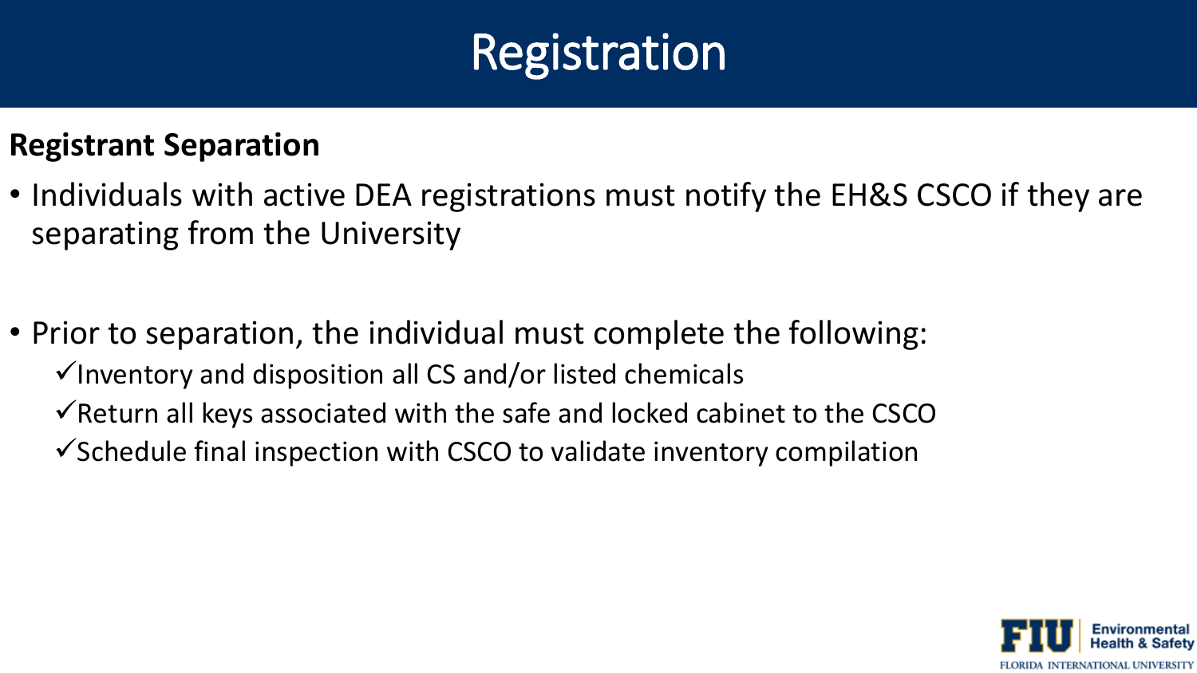# Registration

## Registrant Separation

- Individuals with active DEA registrations must notify the EH&S CSCO if they are separating from the University

- Prior to separation, the individual must complete the following:
  - ✓Inventory and disposition all CS and/or listed chemicals
  - ✓Return all keys associated with the safe and locked cabinet to the CSCO
  - ✓Schedule final inspection with CSCO to validate inventory compilation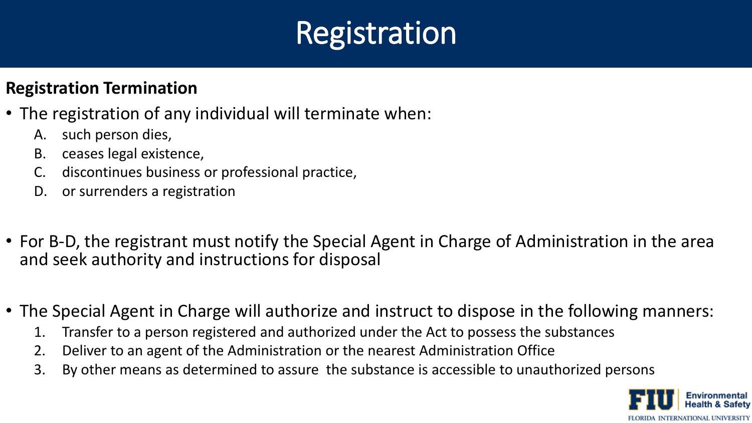# Registration

**Registration Termination**

- The registration of any individual will terminate when:
  A. such person dies,
  B. ceases legal existence,
  C. discontinues business or professional practice,
  D. or surrenders a registration

- For B-D, the registrant must notify the Special Agent in Charge of Administration in the area and seek authority and instructions for disposal

- The Special Agent in Charge will authorize and instruct to dispose in the following manners:
  1. Transfer to a person registered and authorized under the Act to possess the substances
  2. Deliver to an agent of the Administration or the nearest Administration Office
  3. By other means as determined to assure  the substance is accessible to unauthorized persons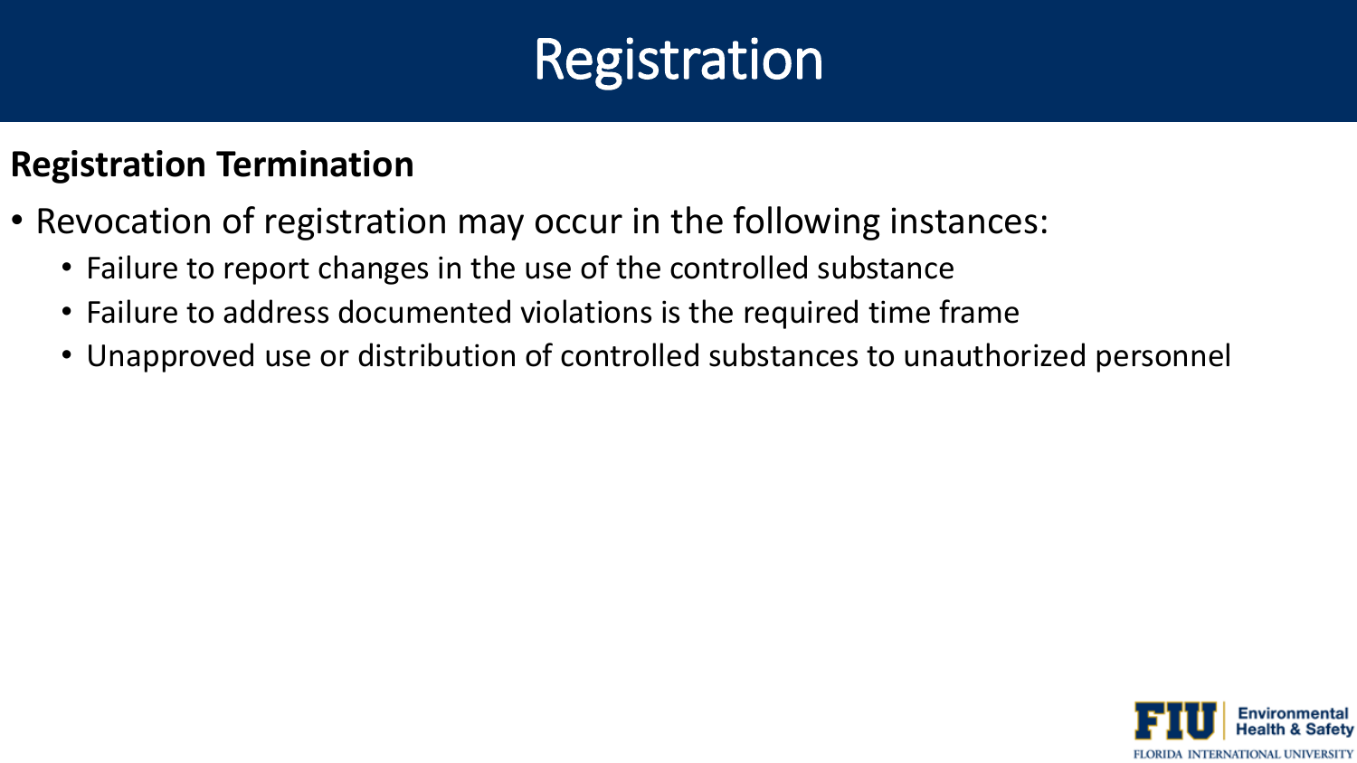# Registration

**Registration Termination**

- Revocation of registration may occur in the following instances:
  - Failure to report changes in the use of the controlled substance
  - Failure to address documented violations is the required time frame
  - Unapproved use or distribution of controlled substances to unauthorized personnel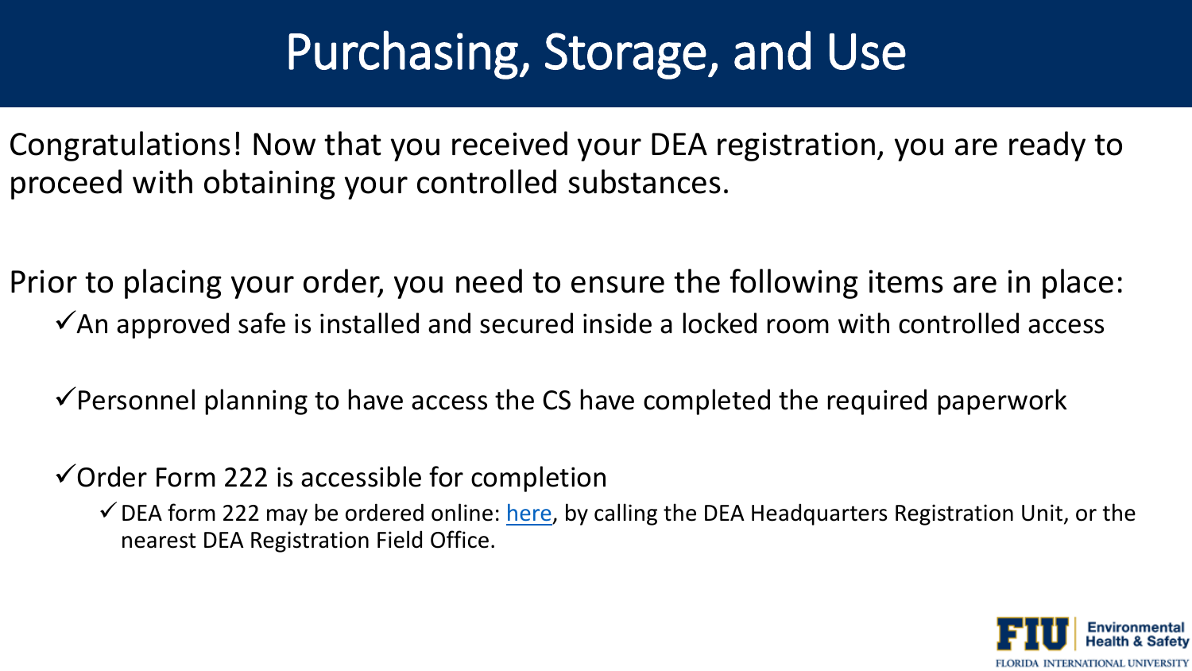# Purchasing, Storage, and Use

Congratulations! Now that you received your DEA registration, you are ready to proceed with obtaining your controlled substances.

Prior to placing your order, you need to ensure the following items are in place:

- ✓An approved safe is installed and secured inside a locked room with controlled access
- ✓Personnel planning to have access the CS have completed the required paperwork
- ✓Order Form 222 is accessible for completion
  - ✓DEA form 222 may be ordered online: here, by calling the DEA Headquarters Registration Unit, or the nearest DEA Registration Field Office.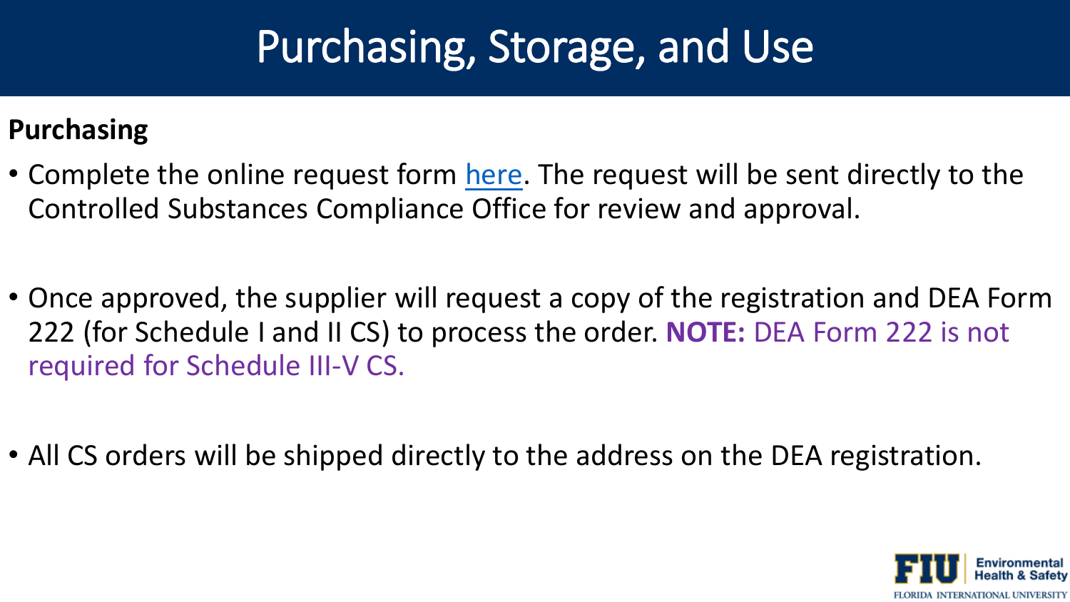# Purchasing, Storage, and Use

**Purchasing**

- Complete the online request form here. The request will be sent directly to the Controlled Substances Compliance Office for review and approval.
- Once approved, the supplier will request a copy of the registration and DEA Form 222 (for Schedule I and II CS) to process the order. **NOTE:** DEA Form 222 is not required for Schedule III-V CS.
- All CS orders will be shipped directly to the address on the DEA registration.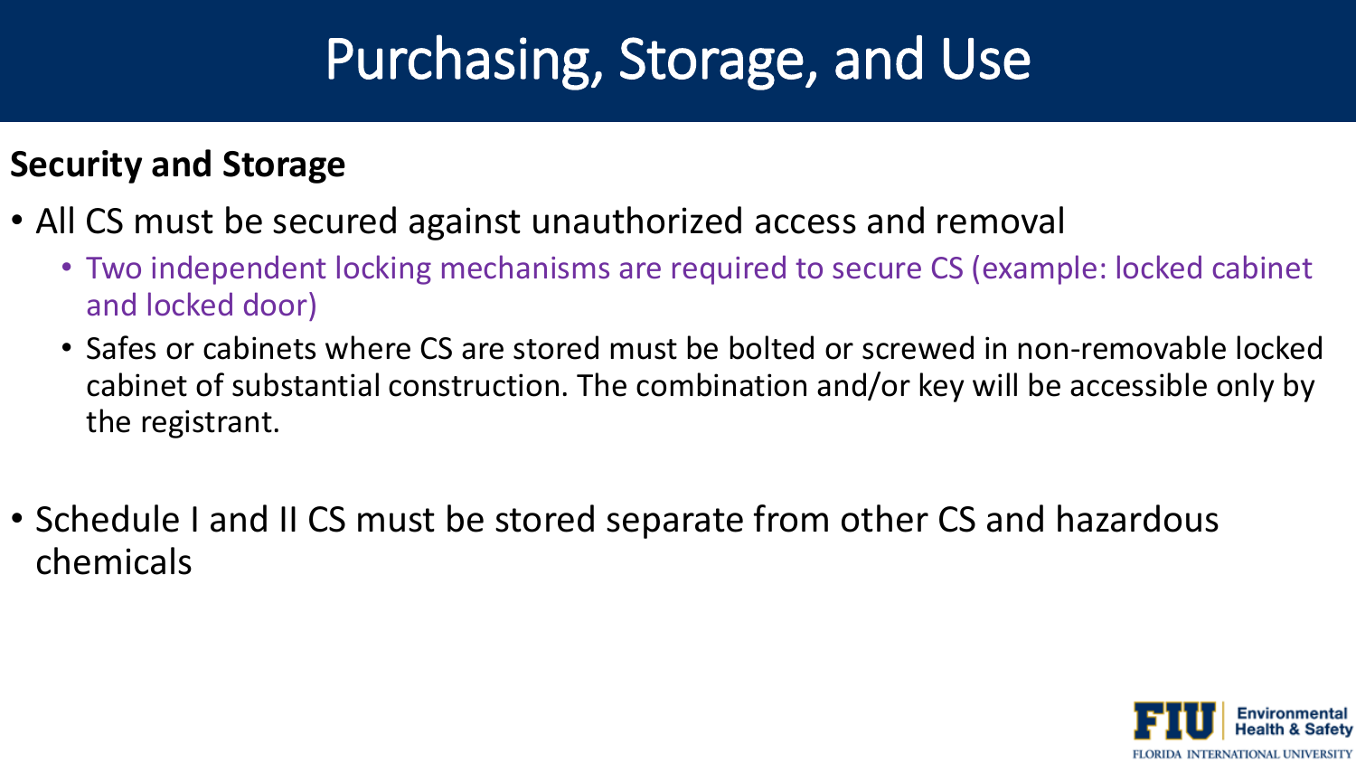# Purchasing, Storage, and Use

**Security and Storage**

- All CS must be secured against unauthorized access and removal
  - Two independent locking mechanisms are required to secure CS (example: locked cabinet and locked door)
  - Safes or cabinets where CS are stored must be bolted or screwed in non-removable locked cabinet of substantial construction. The combination and/or key will be accessible only by the registrant.

- Schedule I and II CS must be stored separate from other CS and hazardous chemicals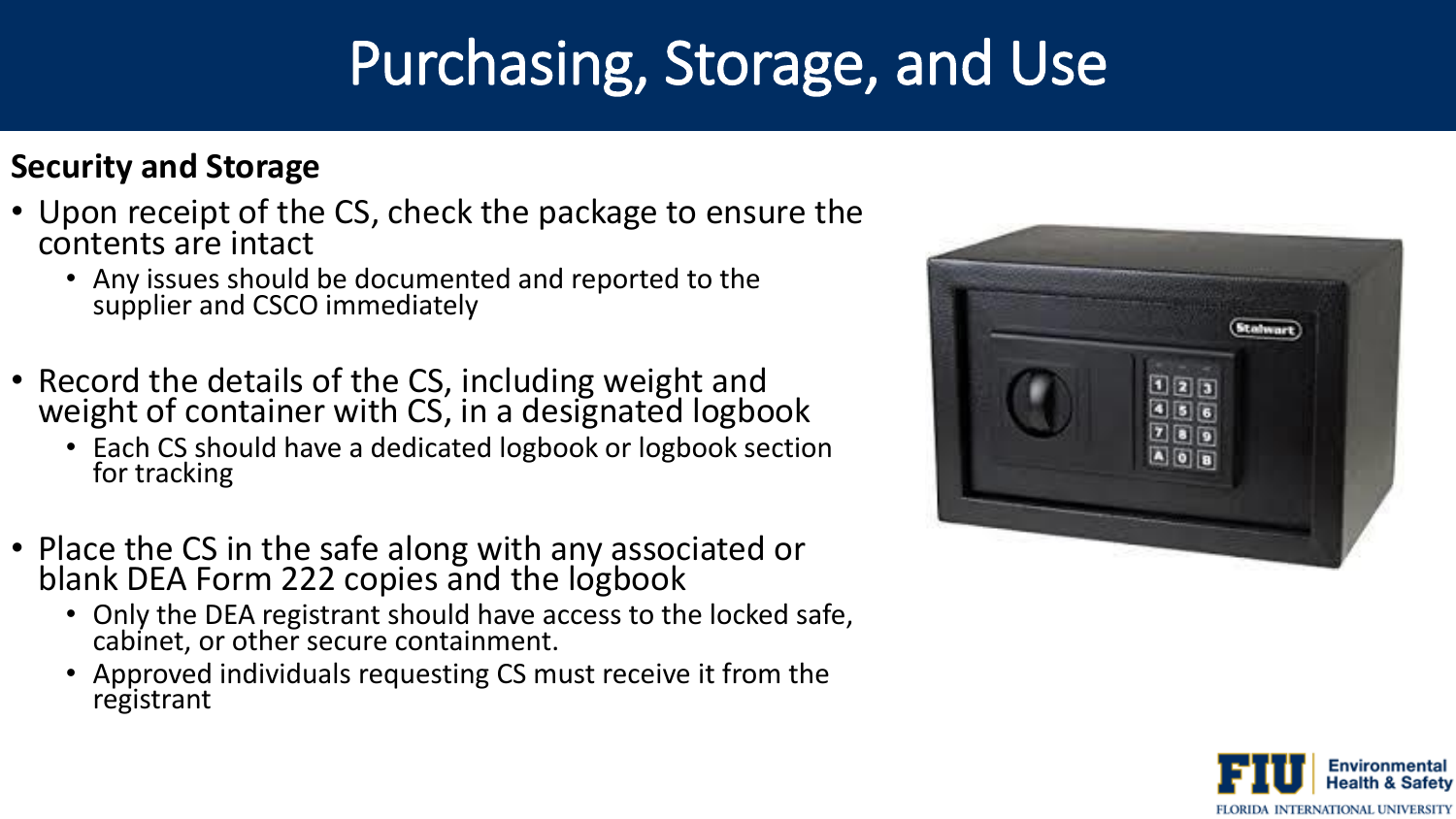# Purchasing, Storage, and Use

**Security and Storage**

- Upon receipt of the CS, check the package to ensure the contents are intact
  - Any issues should be documented and reported to the supplier and CSCO immediately
- Record the details of the CS, including weight and weight of container with CS, in a designated logbook
  - Each CS should have a dedicated logbook or logbook section for tracking
- Place the CS in the safe along with any associated or blank DEA Form 222 copies and the logbook
  - Only the DEA registrant should have access to the locked safe, cabinet, or other secure containment.
  - Approved individuals requesting CS must receive it from the registrant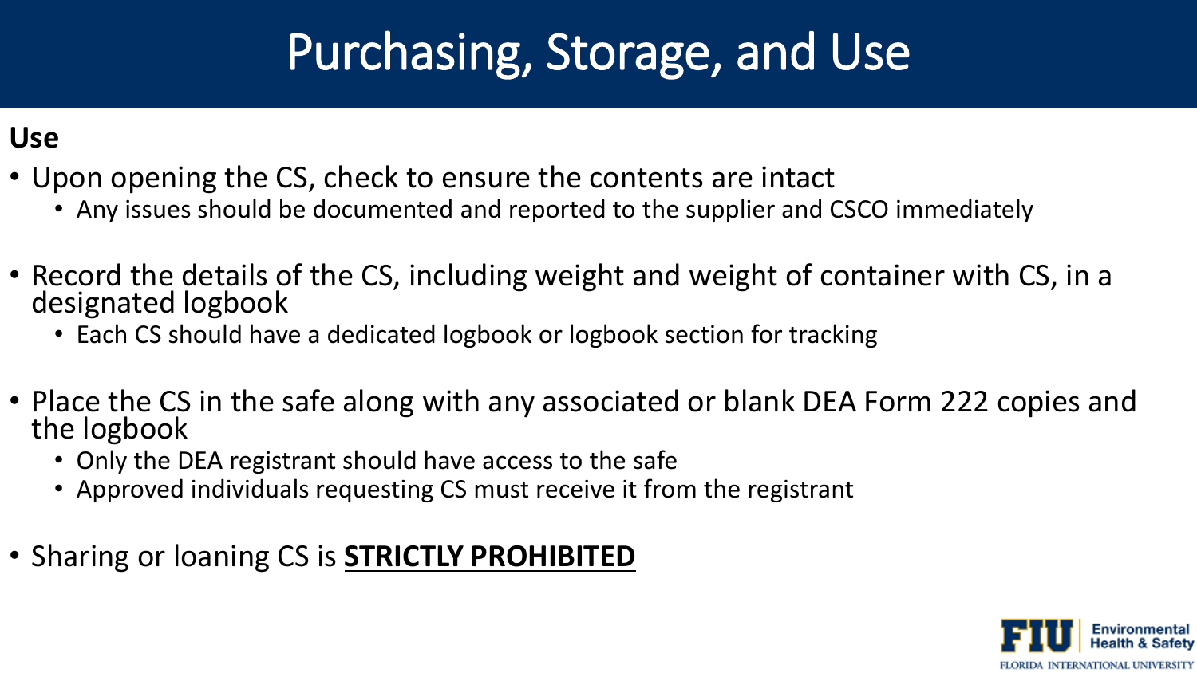# Purchasing, Storage, and Use

**Use**

- Upon opening the CS, check to ensure the contents are intact
  - Any issues should be documented and reported to the supplier and CSCO immediately
- Record the details of the CS, including weight and weight of container with CS, in a designated logbook
  - Each CS should have a dedicated logbook or logbook section for tracking
- Place the CS in the safe along with any associated or blank DEA Form 222 copies and the logbook
  - Only the DEA registrant should have access to the safe
  - Approved individuals requesting CS must receive it from the registrant
- Sharing or loaning CS is <u>**STRICTLY PROHIBITED**</u>

FIU Environmental Health & Safety
FLORIDA INTERNATIONAL UNIVERSITY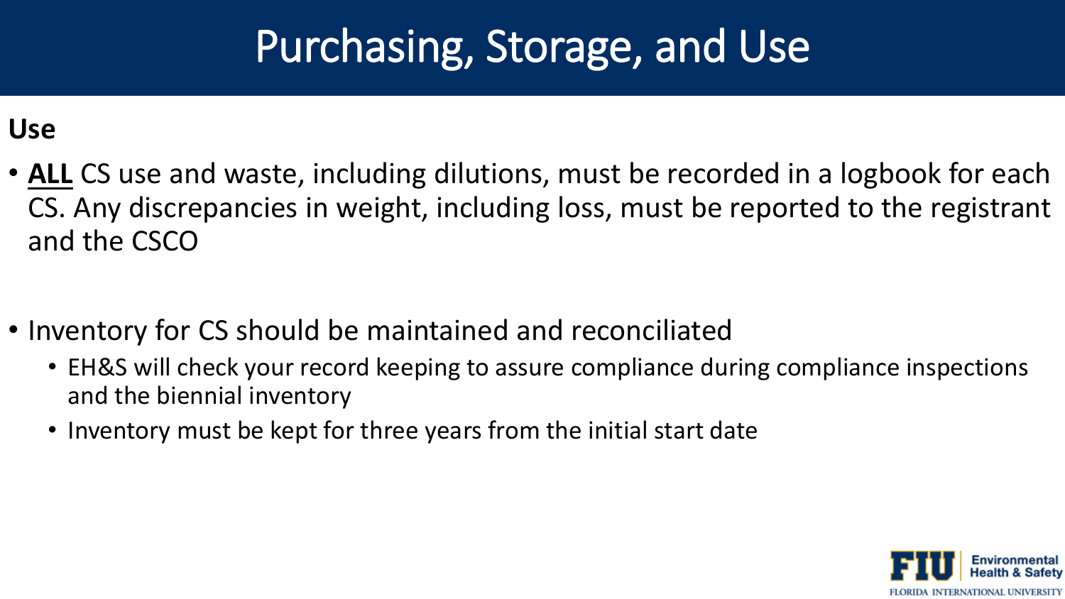# Purchasing, Storage, and Use

**Use**

- **ALL** CS use and waste, including dilutions, must be recorded in a logbook for each CS. Any discrepancies in weight, including loss, must be reported to the registrant and the CSCO

- Inventory for CS should be maintained and reconciliated
  - EH&S will check your record keeping to assure compliance during compliance inspections and the biennial inventory
  - Inventory must be kept for three years from the initial start date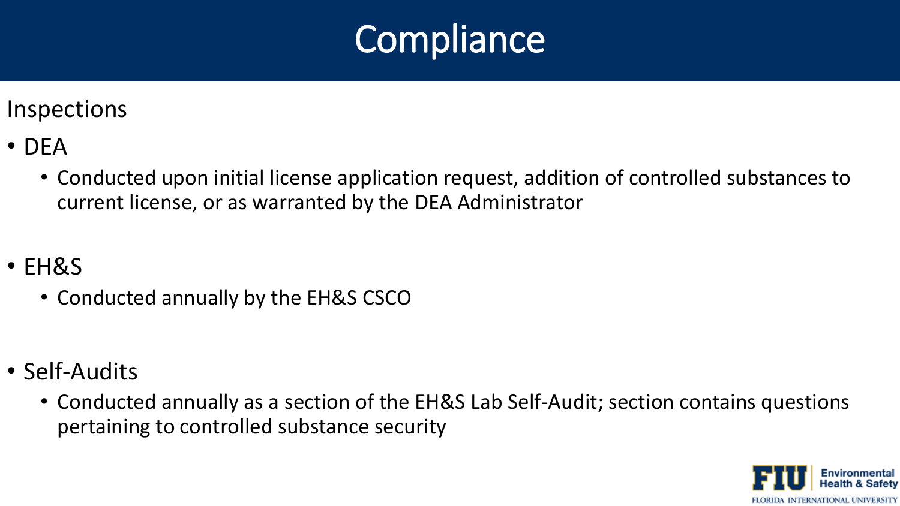# Compliance

Inspections

- DEA
  - Conducted upon initial license application request, addition of controlled substances to current license, or as warranted by the DEA Administrator
- EH&S
  - Conducted annually by the EH&S CSCO
- Self-Audits
  - Conducted annually as a section of the EH&S Lab Self-Audit; section contains questions pertaining to controlled substance security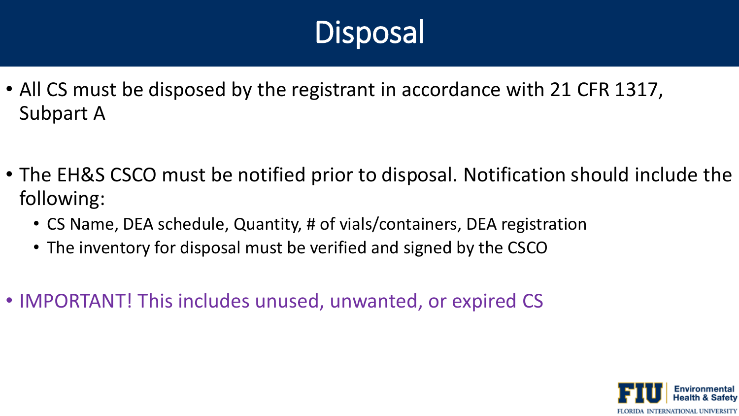# Disposal

- All CS must be disposed by the registrant in accordance with 21 CFR 1317, Subpart A

- The EH&S CSCO must be notified prior to disposal. Notification should include the following:
  - CS Name, DEA schedule, Quantity, # of vials/containers, DEA registration
  - The inventory for disposal must be verified and signed by the CSCO

- IMPORTANT! This includes unused, unwanted, or expired CS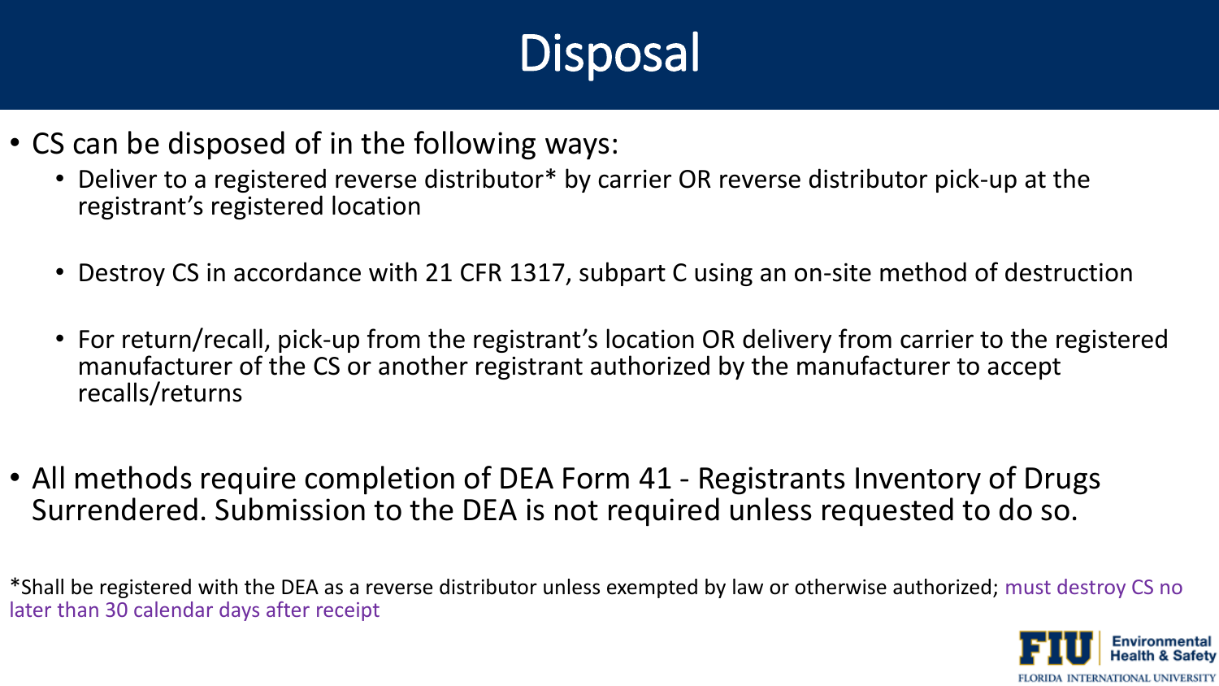# Disposal

- CS can be disposed of in the following ways:
  - Deliver to a registered reverse distributor* by carrier OR reverse distributor pick-up at the registrant's registered location
  - Destroy CS in accordance with 21 CFR 1317, subpart C using an on-site method of destruction
  - For return/recall, pick-up from the registrant's location OR delivery from carrier to the registered manufacturer of the CS or another registrant authorized by the manufacturer to accept recalls/returns
- All methods require completion of DEA Form 41 - Registrants Inventory of Drugs Surrendered. Submission to the DEA is not required unless requested to do so.

*Shall be registered with the DEA as a reverse distributor unless exempted by law or otherwise authorized; must destroy CS no later than 30 calendar days after receipt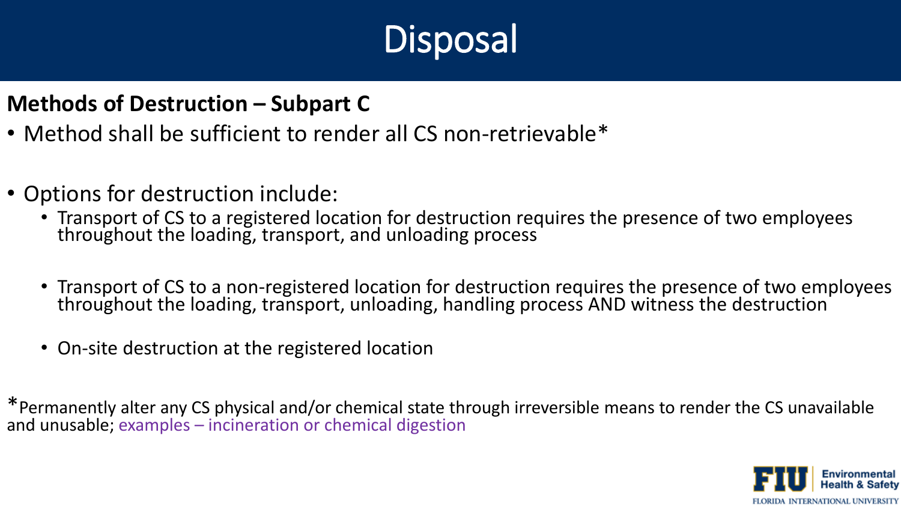# Disposal

**Methods of Destruction – Subpart C**

- Method shall be sufficient to render all CS non-retrievable*

- Options for destruction include:
  - Transport of CS to a registered location for destruction requires the presence of two employees throughout the loading, transport, and unloading process
  - Transport of CS to a non-registered location for destruction requires the presence of two employees throughout the loading, transport, unloading, handling process AND witness the destruction
  - On-site destruction at the registered location

*Permanently alter any CS physical and/or chemical state through irreversible means to render the CS unavailable and unusable; examples – incineration or chemical digestion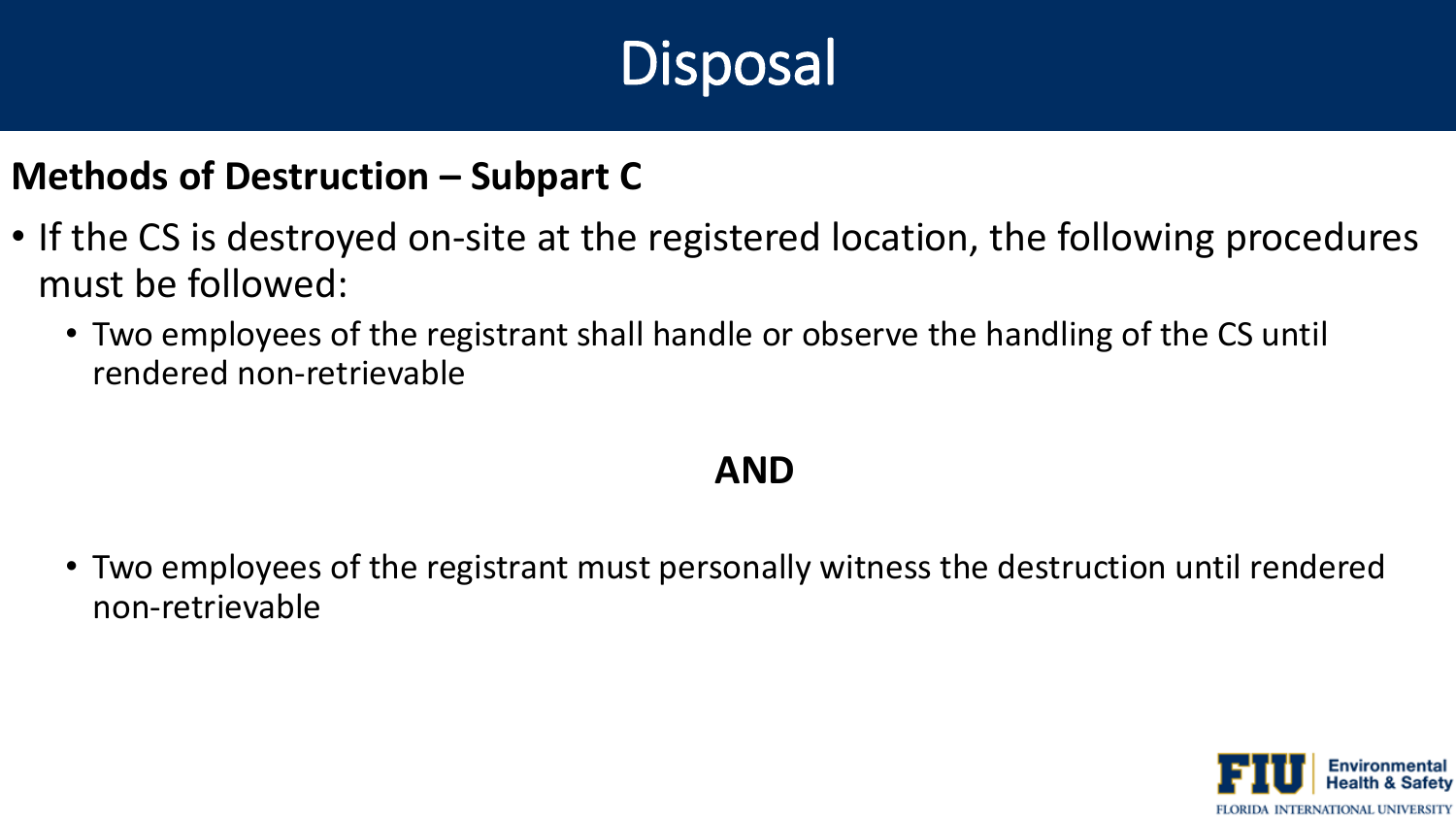# Disposal

**Methods of Destruction – Subpart C**

- If the CS is destroyed on-site at the registered location, the following procedures must be followed:
  - Two employees of the registrant shall handle or observe the handling of the CS until rendered non-retrievable

**AND**

  - Two employees of the registrant must personally witness the destruction until rendered non-retrievable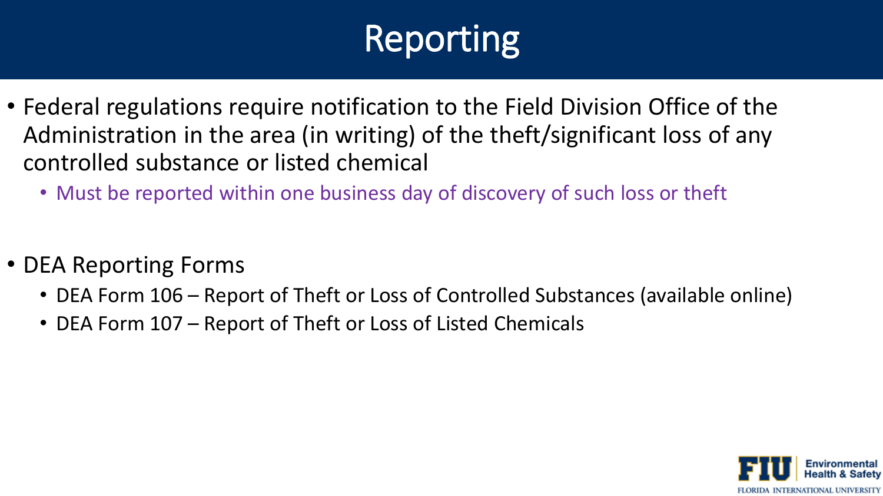# Reporting

- Federal regulations require notification to the Field Division Office of the Administration in the area (in writing) of the theft/significant loss of any controlled substance or listed chemical
  - Must be reported within one business day of discovery of such loss or theft

- DEA Reporting Forms
  - DEA Form 106 – Report of Theft or Loss of Controlled Substances (available online)
  - DEA Form 107 – Report of Theft or Loss of Listed Chemicals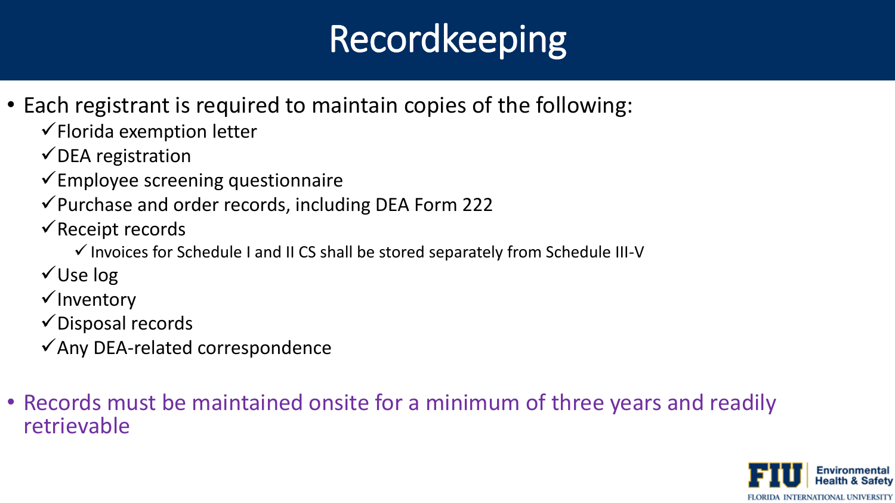# Recordkeeping

- Each registrant is required to maintain copies of the following:
  - ✓ Florida exemption letter
  - ✓ DEA registration
  - ✓ Employee screening questionnaire
  - ✓ Purchase and order records, including DEA Form 222
  - ✓ Receipt records
    - ✓ Invoices for Schedule I and II CS shall be stored separately from Schedule III-V
  - ✓ Use log
  - ✓ Inventory
  - ✓ Disposal records
  - ✓ Any DEA-related correspondence

- Records must be maintained onsite for a minimum of three years and readily retrievable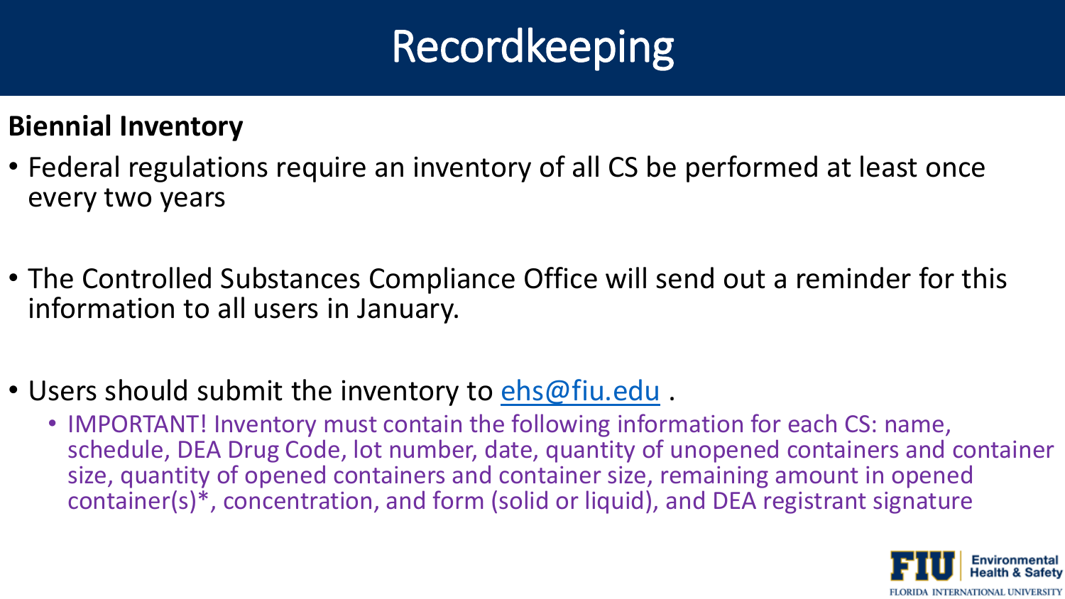# Recordkeeping

**Biennial Inventory**

- Federal regulations require an inventory of all CS be performed at least once every two years
- The Controlled Substances Compliance Office will send out a reminder for this information to all users in January.
- Users should submit the inventory to [ehs@fiu.edu](mailto:ehs@fiu.edu) .
  - IMPORTANT! Inventory must contain the following information for each CS: name, schedule, DEA Drug Code, lot number, date, quantity of unopened containers and container size, quantity of opened containers and container size, remaining amount in opened container(s)*, concentration, and form (solid or liquid), and DEA registrant signature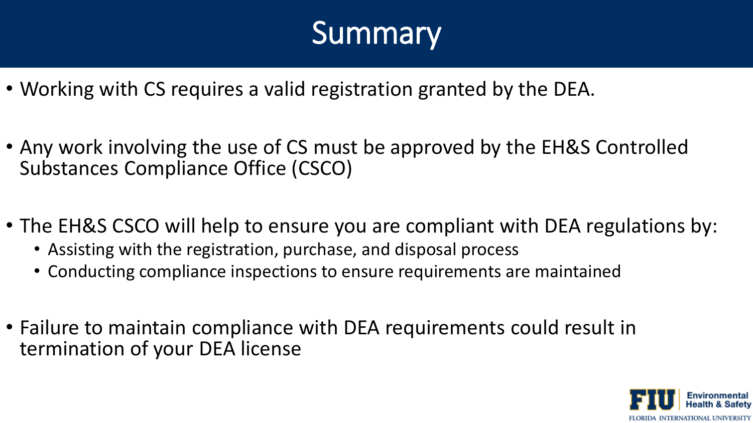# Summary

- Working with CS requires a valid registration granted by the DEA.
- Any work involving the use of CS must be approved by the EH&S Controlled Substances Compliance Office (CSCO)
- The EH&S CSCO will help to ensure you are compliant with DEA regulations by:
  - Assisting with the registration, purchase, and disposal process
  - Conducting compliance inspections to ensure requirements are maintained
- Failure to maintain compliance with DEA requirements could result in termination of your DEA license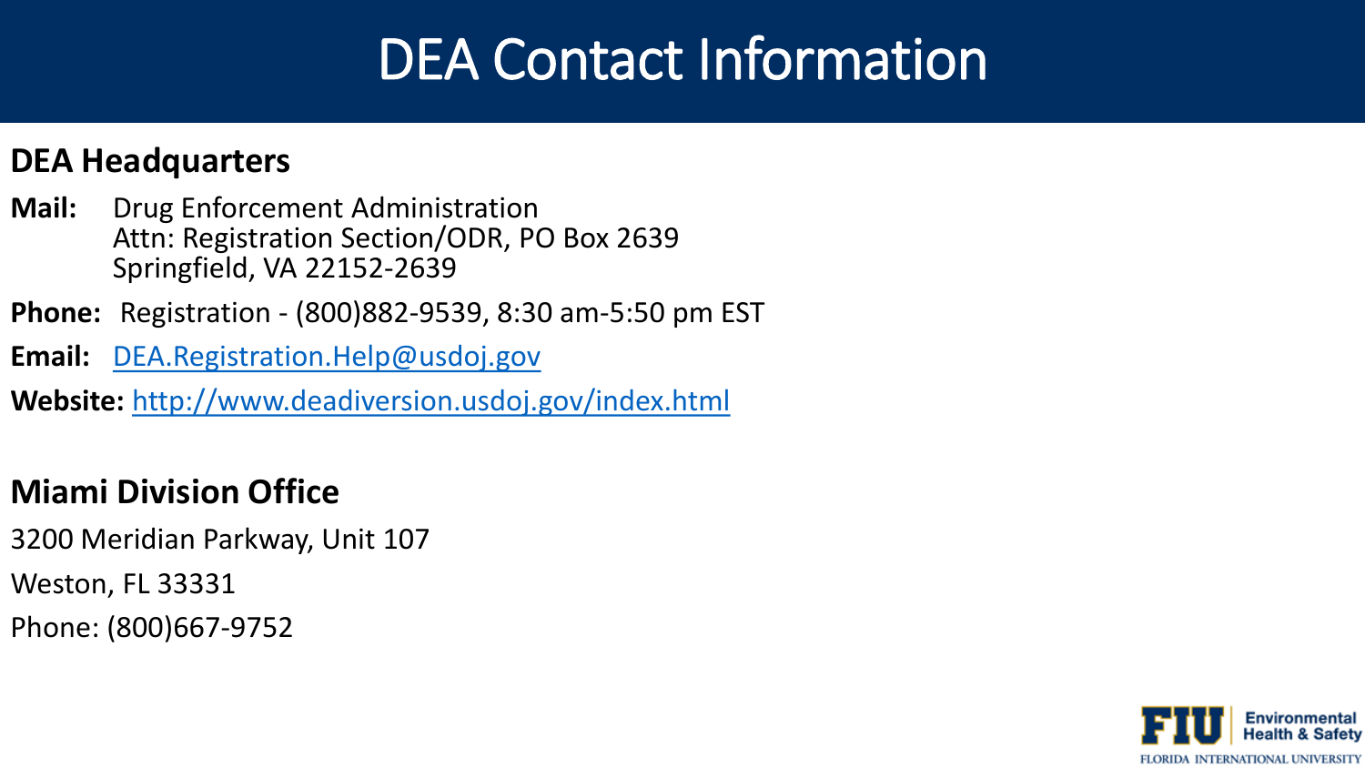# DEA Contact Information

## DEA Headquarters

**Mail:** Drug Enforcement Administration
Attn: Registration Section/ODR, PO Box 2639
Springfield, VA 22152-2639

**Phone:** Registration - (800)882-9539, 8:30 am-5:50 pm EST

**Email:** DEA.Registration.Help@usdoj.gov

**Website:** http://www.deadiversion.usdoj.gov/index.html

## Miami Division Office

3200 Meridian Parkway, Unit 107

Weston, FL 33331

Phone: (800)667-9752

FIU Environmental Health & Safety
FLORIDA INTERNATIONAL UNIVERSITY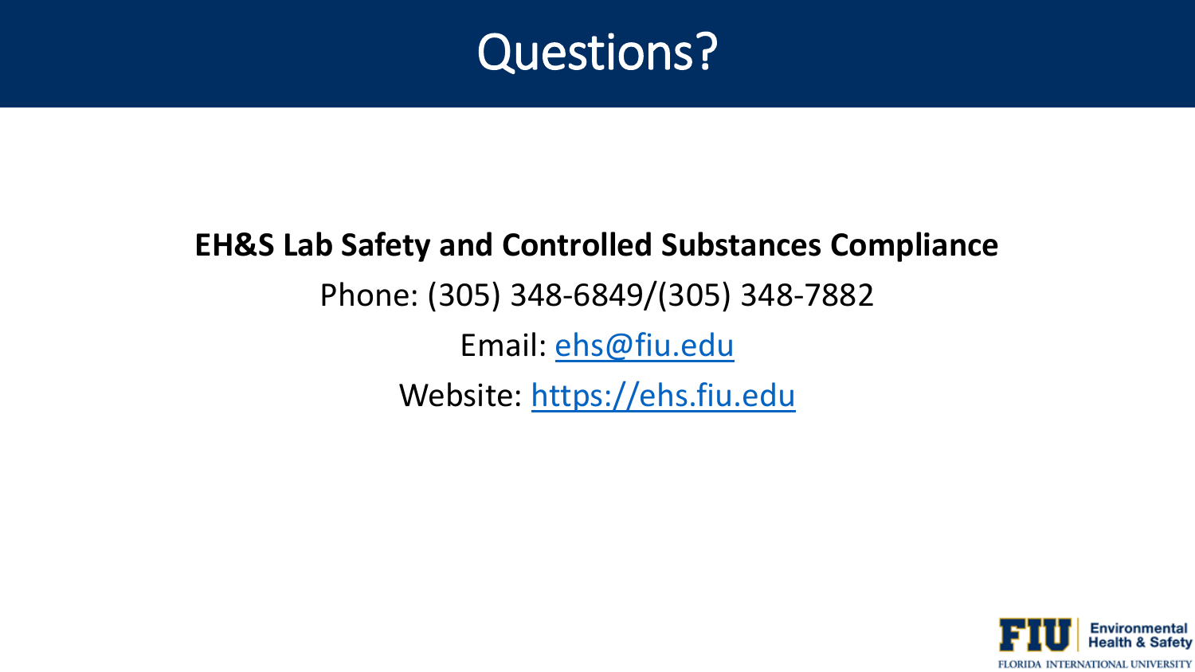# Questions?

**EH&S Lab Safety and Controlled Substances Compliance**

Phone: (305) 348-6849/(305) 348-7882

Email: ehs@fiu.edu

Website: https://ehs.fiu.edu

FIU Environmental Health & Safety
FLORIDA INTERNATIONAL UNIVERSITY